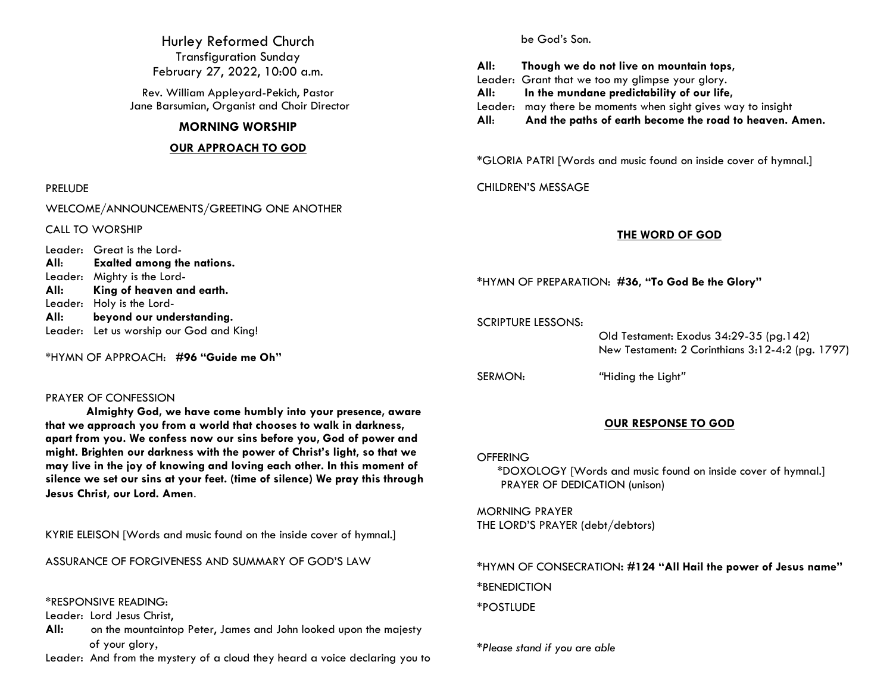# Hurley Reformed Church

Transfiguration Sunday

February 27, 2022, 10:00 a.m.

Rev. William Appleyard-Pekich, Pastor

Jane Barsumian, Organist and Choir Director

## MORNING WORSHIP

### OUR APPROACH TO GOD

PRELUDE

WELCOME/ANNOUNCEMENTS/GREETING ONE ANOTHER

CALL TO WORSHIP

Leader: Great is the Lord-

**All: Exalted among the nations.**

Leader: Mighty is the Lord-

**All: King of heaven and earth.**

Leader: Holy is the Lord-

**All: beyond our understanding.**

Leader: Let us worship our God and King!

*HYMN OF APPROACH: **#96 "Guide me Oh"**

PRAYER OF CONFESSION

**Almighty God, we have come humbly into your presence, aware that we approach you from a world that chooses to walk in darkness, apart from you. We confess now our sins before you, God of power and might. Brighten our darkness with the power of Christ's light, so that we may live in the joy of knowing and loving each other. In this moment of silence we set our sins at your feet. (time of silence) We pray this through Jesus Christ, our Lord. Amen**.

KYRIE ELEISON [Words and music found on the inside cover of hymnal.]

ASSURANCE OF FORGIVENESS AND SUMMARY OF GOD'S LAW

*RESPONSIVE READING:

Leader: Lord Jesus Christ,

**All:** on the mountaintop Peter, James and John looked upon the majesty of your glory,

Leader: And from the mystery of a cloud they heard a voice declaring you to be God's Son.

**All: Though we do not live on mountain tops,**

Leader: Grant that we too my glimpse your glory.

**All: In the mundane predictability of our life,**

Leader: may there be moments when sight gives way to insight

**All: And the paths of earth become the road to heaven. Amen.**

*GLORIA PATRI [Words and music found on inside cover of hymnal.]

CHILDREN'S MESSAGE

### THE WORD OF GOD

*HYMN OF PREPARATION: **#36, "To God Be the Glory"**

SCRIPTURE LESSONS:

Old Testament: Exodus 34:29-35 (pg.142)

New Testament: 2 Corinthians 3:12-4:2 (pg. 1797)

SERMON: "Hiding the Light"

### OUR RESPONSE TO GOD

OFFERING

*DOXOLOGY [Words and music found on inside cover of hymnal.]

PRAYER OF DEDICATION (unison)

MORNING PRAYER

THE LORD'S PRAYER (debt/debtors)

*HYMN OF CONSECRATION**: #124 "All Hail the power of Jesus name"**

*BENEDICTION

*POSTLUDE

*\*Please stand if you are able*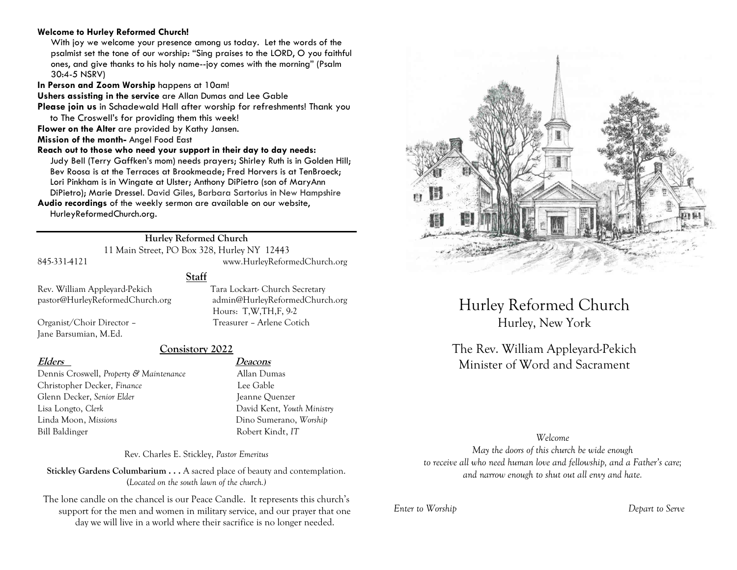**Welcome to Hurley Reformed Church!**

With joy we welcome your presence among us today. Let the words of the psalmist set the tone of our worship: "Sing praises to the LORD, O you faithful ones, and give thanks to his holy name--joy comes with the morning" (Psalm 30:4-5 NSRV)

**In Person and Zoom Worship** happens at 10am!

**Ushers assisting in the service** are Allan Dumas and Lee Gable

**Please join us** in Schadewald Hall after worship for refreshments! Thank you to The Croswell's for providing them this week!

**Flower on the Alter** are provided by Kathy Jansen.

**Mission of the month-** Angel Food East

**Reach out to those who need your support in their day to day needs:** Judy Bell (Terry Gaffken's mom) needs prayers; Shirley Ruth is in Golden Hill; Bev Roosa is at the Terraces at Brookmeade; Fred Horvers is at TenBroeck; Lori Pinkham is in Wingate at Ulster; Anthony DiPietro (son of MaryAnn DiPietro); Marie Dressel. David Giles, Barbara Sartorius in New Hampshire

**Audio recordings** of the weekly sermon are available on our website, HurleyReformedChurch.org.

---

**Hurley Reformed Church**

11 Main Street, PO Box 328, Hurley NY 12443

845-331-4121 www.HurleyReformedChurch.org

**Staff**

Rev. William Appleyard-Pekich
pastor@HurleyReformedChurch.org

Tara Lockart- Church Secretary
admin@HurleyReformedChurch.org
Hours: T,W,TH,F, 9-2

Organist/Choir Director – Jane Barsumian, M.Ed.

Treasurer – Arlene Cotich

**Consistory 2022**

| **Elders** | **Deacons** |
|---|---|
| Dennis Croswell, *Property & Maintenance* | Allan Dumas |
| Christopher Decker, *Finance* | Lee Gable |
| Glenn Decker, *Senior Elder* | Jeanne Quenzer |
| Lisa Longto, *Clerk* | David Kent, *Youth Ministry* |
| Linda Moon, *Missions* | Dino Sumerano, *Worship* |
| Bill Baldinger | Robert Kindt, *IT* |

Rev. Charles E. Stickley, *Pastor Emeritus*

**Stickley Gardens Columbarium . . .** A sacred place of beauty and contemplation. (*Located on the south lawn of the church.)*

The lone candle on the chancel is our Peace Candle. It represents this church's support for the men and women in military service, and our prayer that one day we will live in a world where their sacrifice is no longer needed.

# Hurley Reformed Church

Hurley, New York

The Rev. William Appleyard-Pekich
Minister of Word and Sacrament

*Welcome*

*May the doors of this church be wide enough to receive all who need human love and fellowship, and a Father's care; and narrow enough to shut out all envy and hate.*

*Enter to Worship* *Depart to Serve*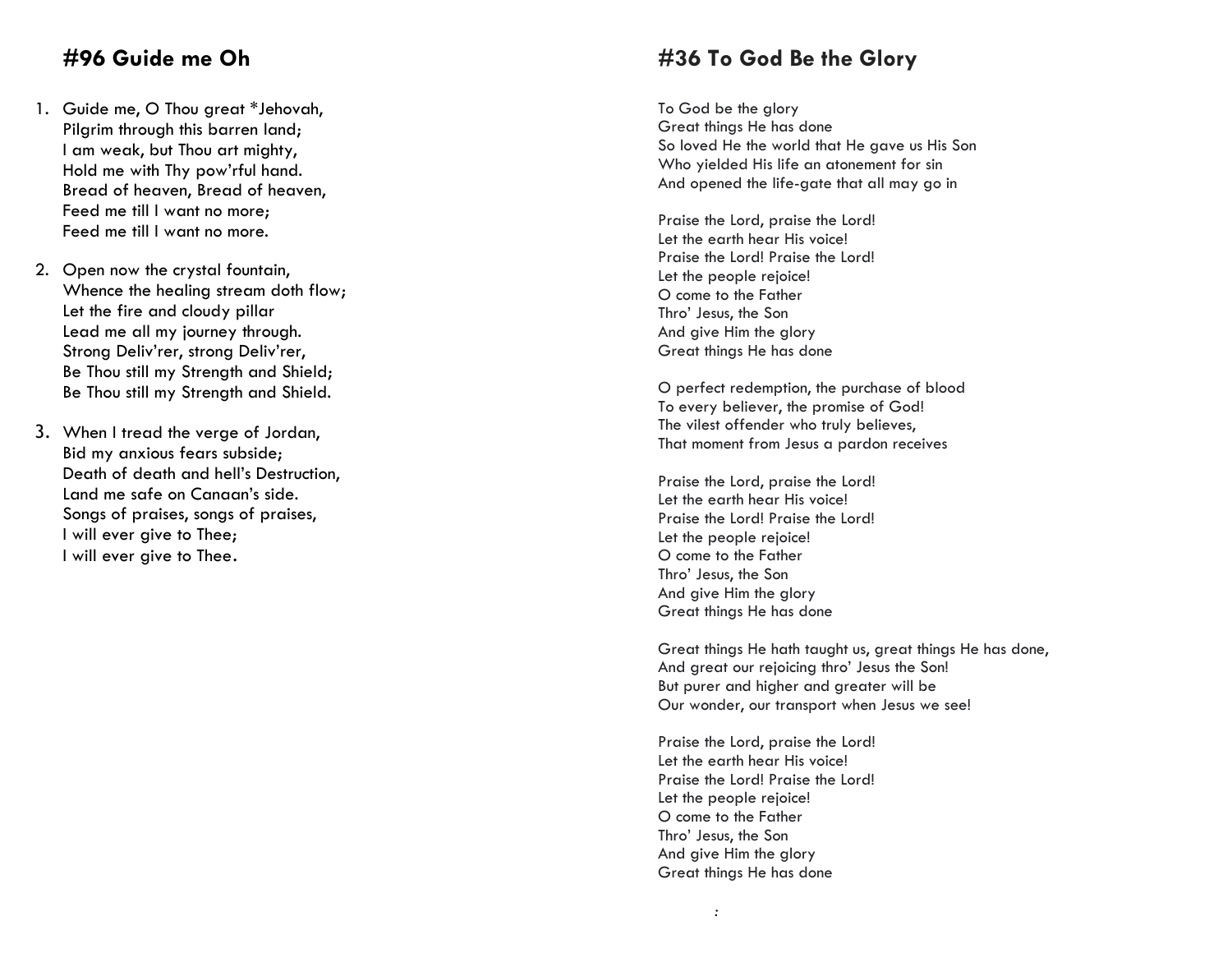## #96 Guide me Oh

1. Guide me, O Thou great *Jehovah,
   Pilgrim through this barren land;
   I am weak, but Thou art mighty,
   Hold me with Thy pow'rful hand.
   Bread of heaven, Bread of heaven,
   Feed me till I want no more;
   Feed me till I want no more.

2. Open now the crystal fountain,
   Whence the healing stream doth flow;
   Let the fire and cloudy pillar
   Lead me all my journey through.
   Strong Deliv'rer, strong Deliv'rer,
   Be Thou still my Strength and Shield;
   Be Thou still my Strength and Shield.

3. When I tread the verge of Jordan,
   Bid my anxious fears subside;
   Death of death and hell's Destruction,
   Land me safe on Canaan's side.
   Songs of praises, songs of praises,
   I will ever give to Thee;
   I will ever give to Thee.

## #36 To God Be the Glory

To God be the glory
Great things He has done
So loved He the world that He gave us His Son
Who yielded His life an atonement for sin
And opened the life-gate that all may go in

Praise the Lord, praise the Lord!
Let the earth hear His voice!
Praise the Lord! Praise the Lord!
Let the people rejoice!
O come to the Father
Thro' Jesus, the Son
And give Him the glory
Great things He has done

O perfect redemption, the purchase of blood
To every believer, the promise of God!
The vilest offender who truly believes,
That moment from Jesus a pardon receives

Praise the Lord, praise the Lord!
Let the earth hear His voice!
Praise the Lord! Praise the Lord!
Let the people rejoice!
O come to the Father
Thro' Jesus, the Son
And give Him the glory
Great things He has done

Great things He hath taught us, great things He has done,
And great our rejoicing thro' Jesus the Son!
But purer and higher and greater will be
Our wonder, our transport when Jesus we see!

Praise the Lord, praise the Lord!
Let the earth hear His voice!
Praise the Lord! Praise the Lord!
Let the people rejoice!
O come to the Father
Thro' Jesus, the Son
And give Him the glory
Great things He has done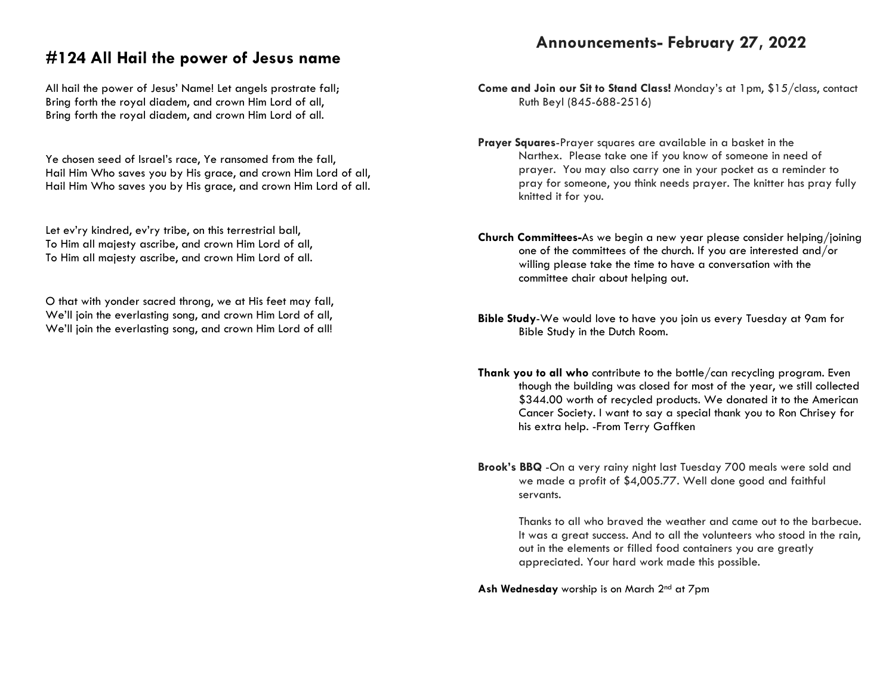## #124 All Hail the power of Jesus name

All hail the power of Jesus' Name! Let angels prostrate fall;
Bring forth the royal diadem, and crown Him Lord of all,
Bring forth the royal diadem, and crown Him Lord of all.

Ye chosen seed of Israel's race, Ye ransomed from the fall,
Hail Him Who saves you by His grace, and crown Him Lord of all,
Hail Him Who saves you by His grace, and crown Him Lord of all.

Let ev'ry kindred, ev'ry tribe, on this terrestrial ball,
To Him all majesty ascribe, and crown Him Lord of all,
To Him all majesty ascribe, and crown Him Lord of all.

O that with yonder sacred throng, we at His feet may fall,
We'll join the everlasting song, and crown Him Lord of all,
We'll join the everlasting song, and crown Him Lord of all!

## Announcements- February 27, 2022

**Come and Join our Sit to Stand Class!** Monday's at 1pm, $15/class, contact Ruth Beyl (845-688-2516)

**Prayer Squares**-Prayer squares are available in a basket in the Narthex. Please take one if you know of someone in need of prayer. You may also carry one in your pocket as a reminder to pray for someone, you think needs prayer. The knitter has pray fully knitted it for you.

**Church Committees-**As we begin a new year please consider helping/joining one of the committees of the church. If you are interested and/or willing please take the time to have a conversation with the committee chair about helping out.

**Bible Study**-We would love to have you join us every Tuesday at 9am for Bible Study in the Dutch Room.

**Thank you to all who** contribute to the bottle/can recycling program. Even though the building was closed for most of the year, we still collected $344.00 worth of recycled products. We donated it to the American Cancer Society. I want to say a special thank you to Ron Chrisey for his extra help. -From Terry Gaffken

**Brook's BBQ** -On a very rainy night last Tuesday 700 meals were sold and we made a profit of $4,005.77. Well done good and faithful servants.

Thanks to all who braved the weather and came out to the barbecue. It was a great success. And to all the volunteers who stood in the rain, out in the elements or filled food containers you are greatly appreciated. Your hard work made this possible.

**Ash Wednesday** worship is on March 2nd at 7pm